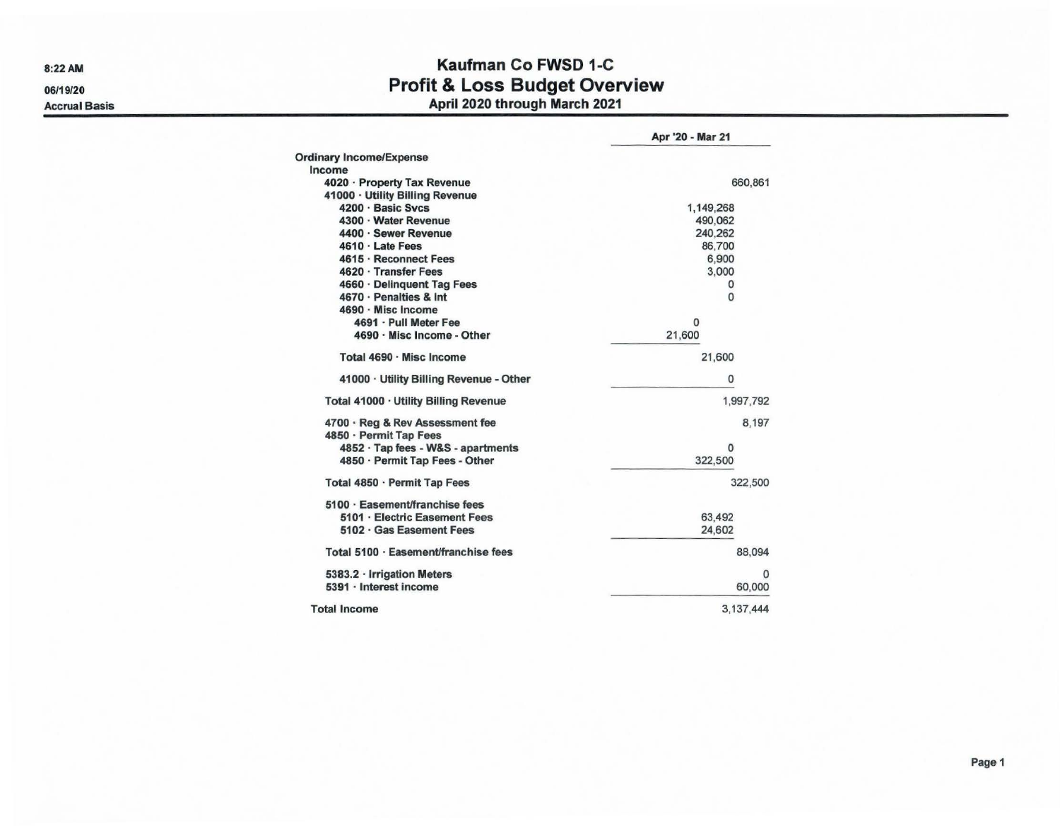# Kaufman Co FWSD 1-C

## Profit & Loss Budget Overview

### April 2020 through March 2021

8:22 AM

06/19/20

Accrual Basis

| | Apr '20 - Mar 21 | |
|---|---|---|
| **Ordinary Income/Expense** | | |
| **Income** | | |
| 4020 · Property Tax Revenue | | 660,861 |
| 41000 · Utility Billing Revenue | | |
| 4200 · Basic Svcs | | 1,149,268 |
| 4300 · Water Revenue | | 490,062 |
| 4400 · Sewer Revenue | | 240,262 |
| 4610 · Late Fees | | 86,700 |
| 4615 · Reconnect Fees | | 6,900 |
| 4620 · Transfer Fees | | 3,000 |
| 4660 · Delinquent Tag Fees | | 0 |
| 4670 · Penalties & Int | | 0 |
| 4690 · Misc Income | | |
| 4691 · Pull Meter Fee | 0 | |
| 4690 · Misc Income - Other | 21,600 | |
| Total 4690 · Misc Income | | 21,600 |
| 41000 · Utility Billing Revenue - Other | | 0 |
| Total 41000 · Utility Billing Revenue | | 1,997,792 |
| 4700 · Reg & Rev Assessment fee | | 8,197 |
| 4850 · Permit Tap Fees | | |
| 4852 · Tap fees - W&S - apartments | | 0 |
| 4850 · Permit Tap Fees - Other | | 322,500 |
| Total 4850 · Permit Tap Fees | | 322,500 |
| 5100 · Easement/franchise fees | | |
| 5101 · Electric Easement Fees | | 63,492 |
| 5102 · Gas Easement Fees | | 24,602 |
| Total 5100 · Easement/franchise fees | | 88,094 |
| 5383.2 · Irrigation Meters | | 0 |
| 5391 · Interest income | | 60,000 |
| **Total Income** | | 3,137,444 |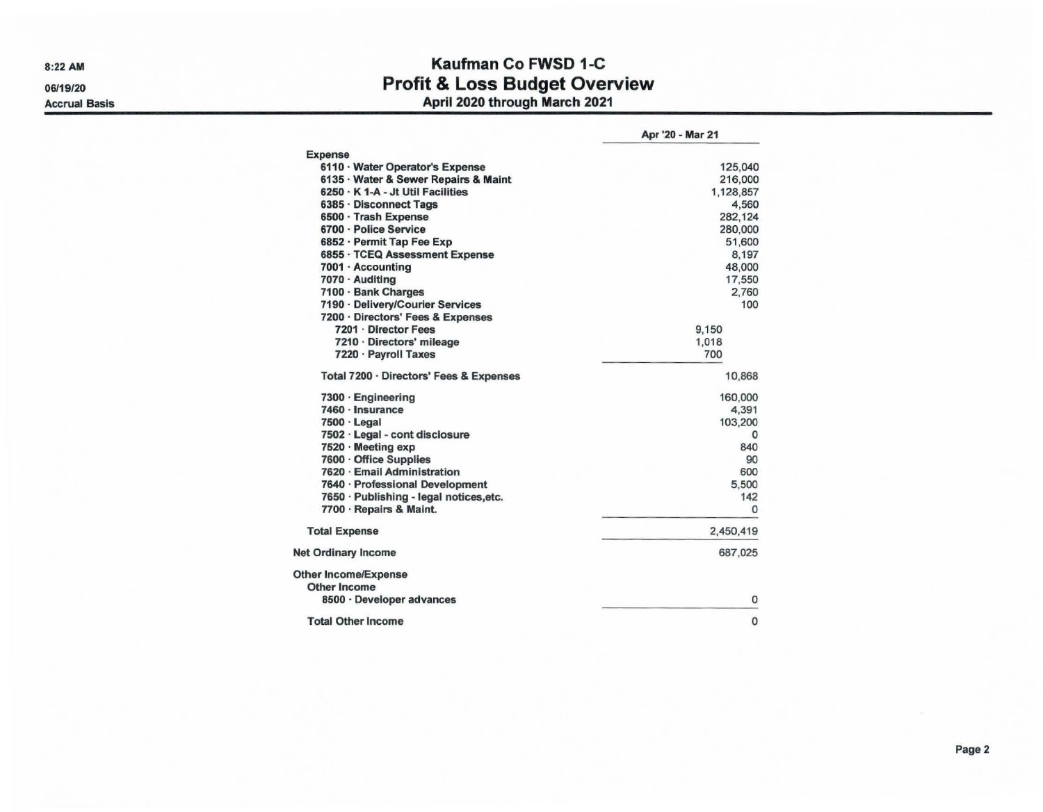# Kaufman Co FWSD 1-C

## Profit & Loss Budget Overview

### April 2020 through March 2021

8:22 AM
06/19/20
Accrual Basis

| | | Apr '20 - Mar 21 |
|---|---|---|
| **Expense** | | |
| 6110 · Water Operator's Expense | | 125,040 |
| 6135 · Water & Sewer Repairs & Maint | | 216,000 |
| 6250 · K 1-A - Jt Util Facilities | | 1,128,857 |
| 6385 · Disconnect Tags | | 4,560 |
| 6500 · Trash Expense | | 282,124 |
| 6700 · Police Service | | 280,000 |
| 6852 · Permit Tap Fee Exp | | 51,600 |
| 6855 · TCEQ Assessment Expense | | 8,197 |
| 7001 · Accounting | | 48,000 |
| 7070 · Auditing | | 17,550 |
| 7100 · Bank Charges | | 2,760 |
| 7190 · Delivery/Courier Services | | 100 |
| 7200 · Directors' Fees & Expenses | | |
| 7201 · Director Fees | 9,150 | |
| 7210 · Directors' mileage | 1,018 | |
| 7220 · Payroll Taxes | 700 | |
| Total 7200 · Directors' Fees & Expenses | | 10,868 |
| 7300 · Engineering | | 160,000 |
| 7460 · Insurance | | 4,391 |
| 7500 · Legal | | 103,200 |
| 7502 · Legal - cont disclosure | | 0 |
| 7520 · Meeting exp | | 840 |
| 7600 · Office Supplies | | 90 |
| 7620 · Email Administration | | 600 |
| 7640 · Professional Development | | 5,500 |
| 7650 · Publishing - legal notices,etc. | | 142 |
| 7700 · Repairs & Maint. | | 0 |
| **Total Expense** | | 2,450,419 |
| **Net Ordinary Income** | | 687,025 |
| **Other Income/Expense** | | |
| **Other Income** | | |
| 8500 · Developer advances | | 0 |
| **Total Other Income** | | 0 |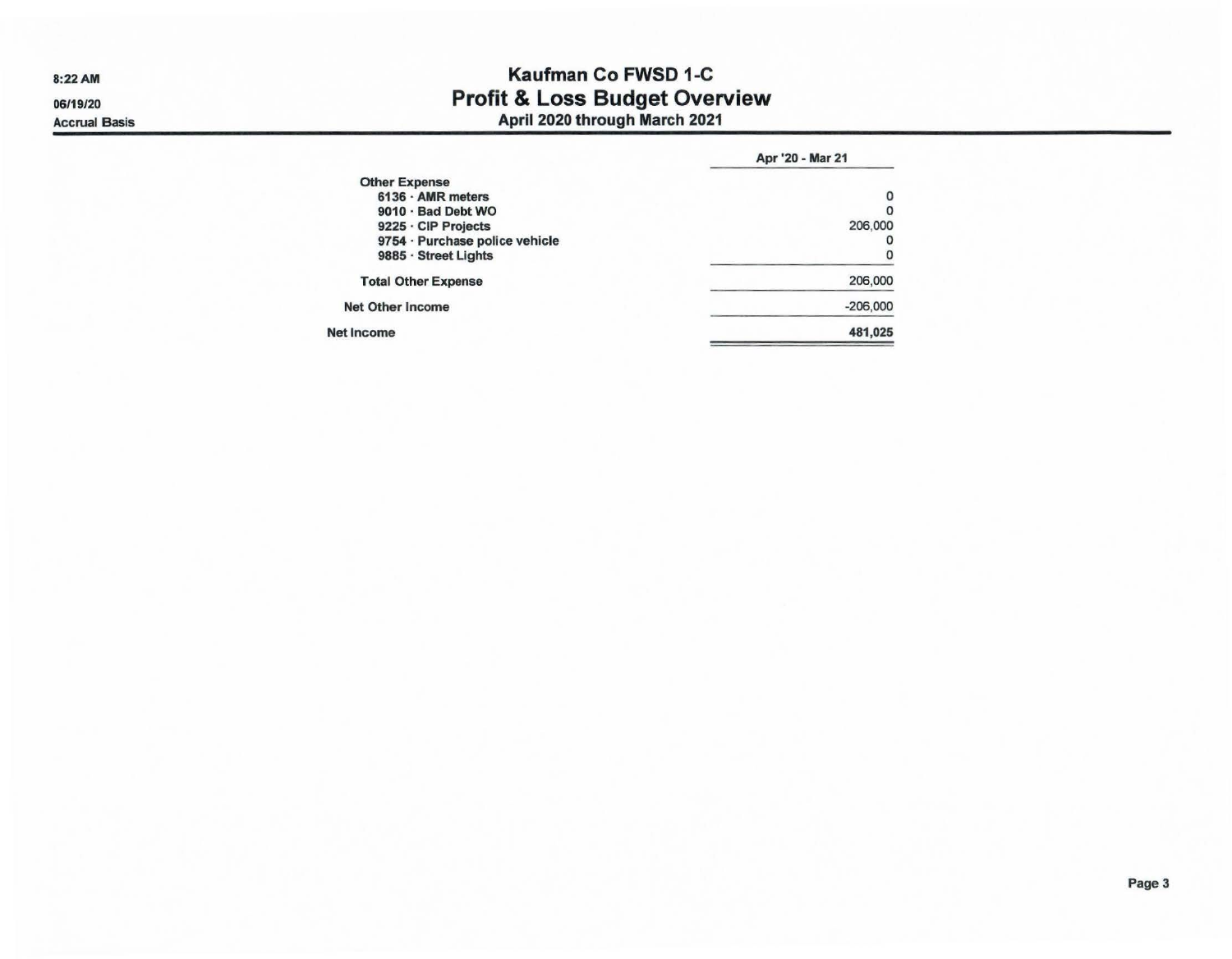8:22 AM
06/19/20
Accrual Basis

# Kaufman Co FWSD 1-C
## Profit & Loss Budget Overview
### April 2020 through March 2021

| | Apr '20 - Mar 21 |
|---|---|
| Other Expense | |
| 6136 · AMR meters | 0 |
| 9010 · Bad Debt WO | 0 |
| 9225 · CIP Projects | 206,000 |
| 9754 · Purchase police vehicle | 0 |
| 9885 · Street Lights | 0 |
| **Total Other Expense** | 206,000 |
| **Net Other Income** | -206,000 |
| **Net Income** | **481,025** |